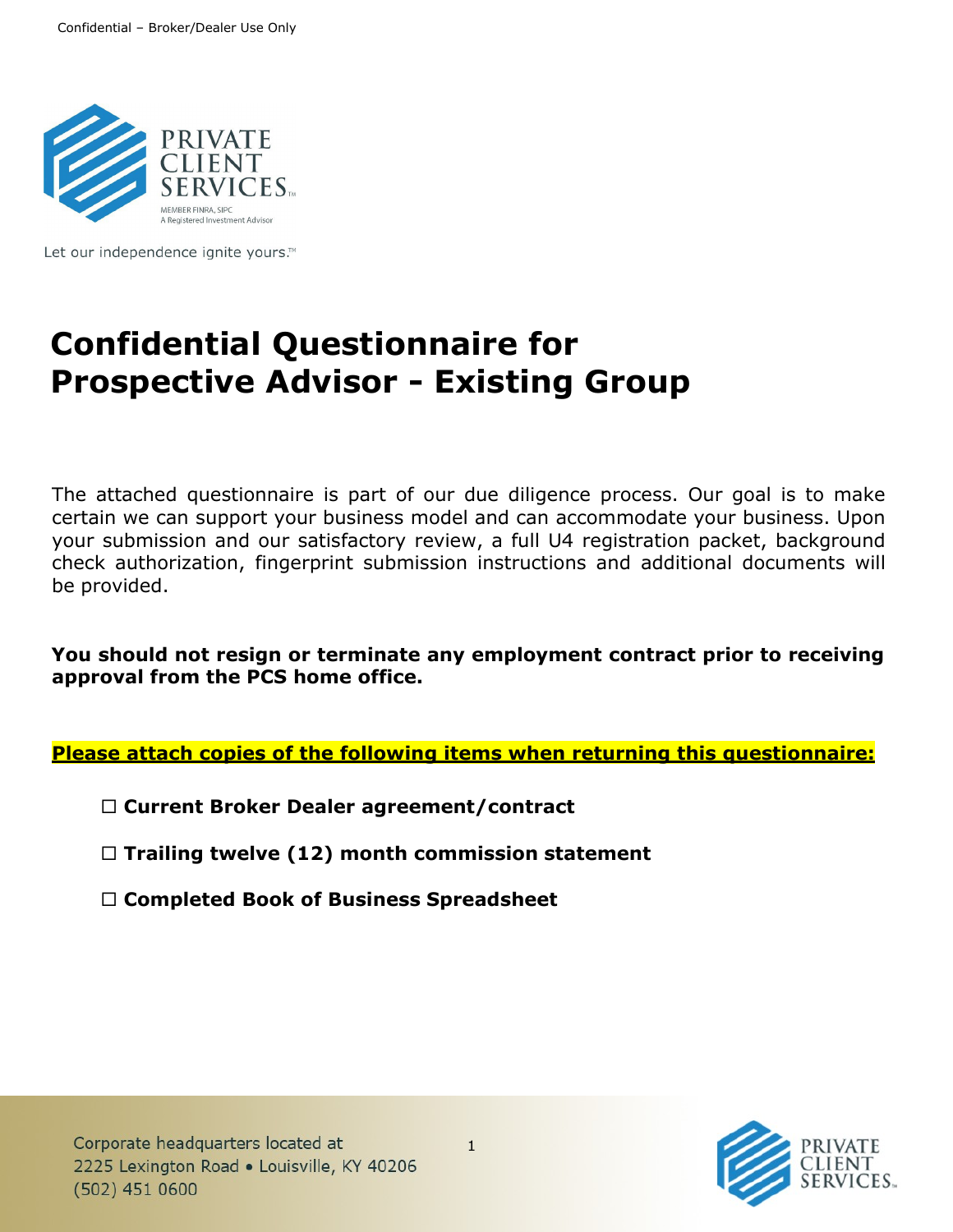PRIVATE CLIENT SERVICES

MEMBER FINRA, SIPC
A Registered Investment Advisor

Let our independence ignite yours.™

# Confidential Questionnaire for Prospective Advisor - Existing Group

The attached questionnaire is part of our due diligence process. Our goal is to make certain we can support your business model and can accommodate your business. Upon your submission and our satisfactory review, a full U4 registration packet, background check authorization, fingerprint submission instructions and additional documents will be provided.

**You should not resign or terminate any employment contract prior to receiving approval from the PCS home office.**

**Please attach copies of the following items when returning this questionnaire:**

- ☐ **Current Broker Dealer agreement/contract**
- ☐ **Trailing twelve (12) month commission statement**
- ☐ **Completed Book of Business Spreadsheet**

Corporate headquarters located at
2225 Lexington Road • Louisville, KY 40206
(502) 451 0600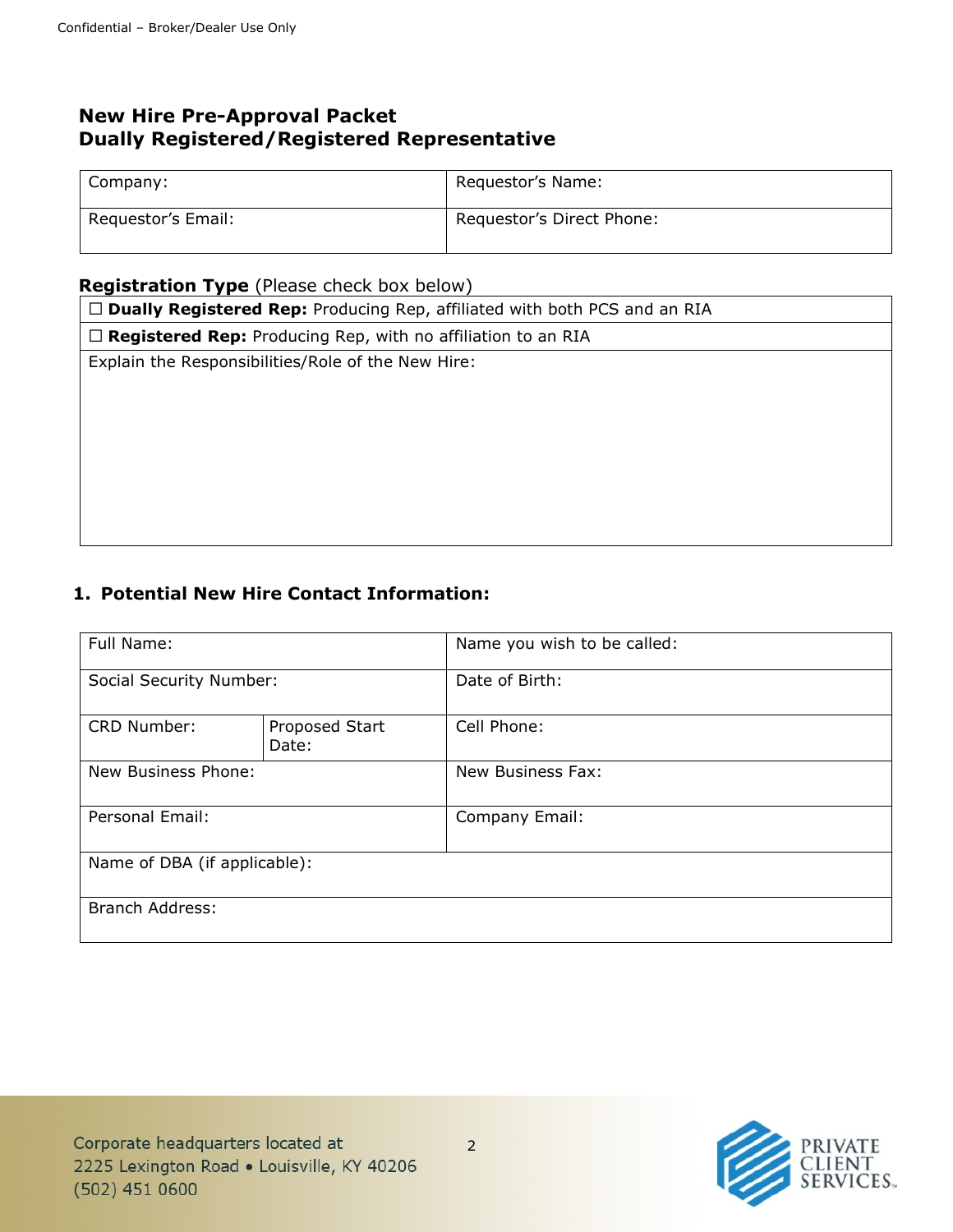## New Hire Pre-Approval Packet
## Dually Registered/Registered Representative

| | |
|---|---|
| Company: | Requestor's Name: |
| Requestor's Email: | Requestor's Direct Phone: |

**Registration Type** (Please check box below)

| |
|---|
| ☐ **Dually Registered Rep:** Producing Rep, affiliated with both PCS and an RIA |
| ☐ **Registered Rep:** Producing Rep, with no affiliation to an RIA |
| Explain the Responsibilities/Role of the New Hire: |

### 1. Potential New Hire Contact Information:

| | | |
|---|---|---|
| Full Name: | | Name you wish to be called: |
| Social Security Number: | | Date of Birth: |
| CRD Number: | Proposed Start Date: | Cell Phone: |
| New Business Phone: | | New Business Fax: |
| Personal Email: | | Company Email: |
| Name of DBA (if applicable): | | |
| Branch Address: | | |

Corporate headquarters located at
2225 Lexington Road • Louisville, KY 40206
(502) 451 0600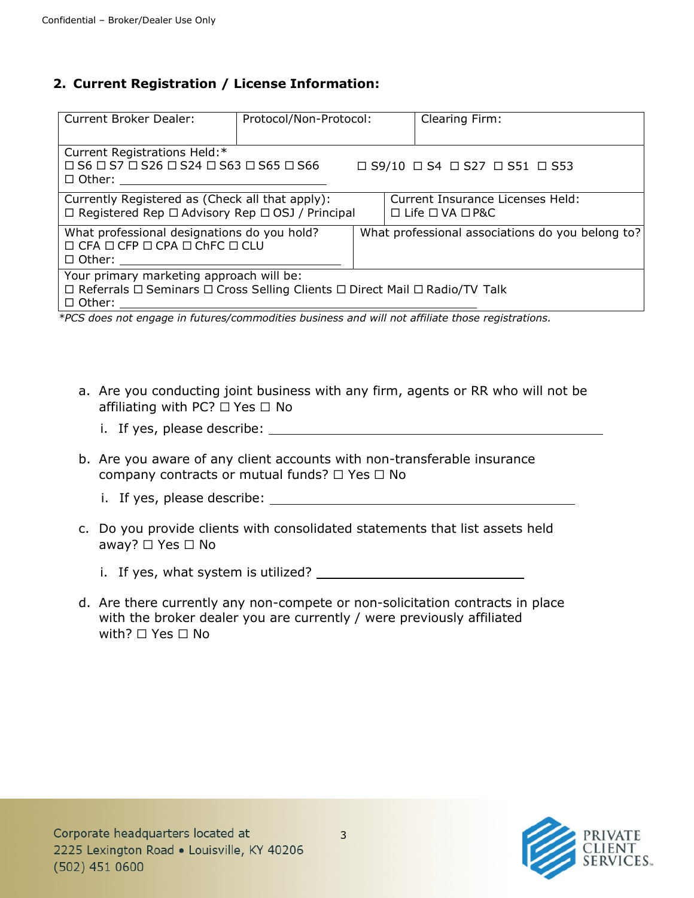## 2. Current Registration / License Information:

| | | |
|---|---|---|
| Current Broker Dealer: | Protocol/Non-Protocol: | Clearing Firm: |
| Current Registrations Held:*<br>☐ S6 ☐ S7 ☐ S26 ☐ S24 ☐ S63 ☐ S65 ☐ S66 ☐ S9/10 ☐ S4 ☐ S27 ☐ S51 ☐ S53<br>☐ Other: ______________ | | |
| Currently Registered as (Check all that apply):<br>☐ Registered Rep ☐ Advisory Rep ☐ OSJ / Principal | Current Insurance Licenses Held:<br>☐ Life ☐ VA ☐ P&C | |
| What professional designations do you hold?<br>☐ CFA ☐ CFP ☐ CPA ☐ ChFC ☐ CLU<br>☐ Other: ______________ | What professional associations do you belong to? | |
| Your primary marketing approach will be:<br>☐ Referrals ☐ Seminars ☐ Cross Selling Clients ☐ Direct Mail ☐ Radio/TV Talk<br>☐ Other: ______________ | | |

*\*PCS does not engage in futures/commodities business and will not affiliate those registrations.*

a. Are you conducting joint business with any firm, agents or RR who will not be affiliating with PC? ☐ Yes ☐ No
   i. If yes, please describe: ______________________________

b. Are you aware of any client accounts with non-transferable insurance company contracts or mutual funds? ☐ Yes ☐ No
   i. If yes, please describe: ______________________________

c. Do you provide clients with consolidated statements that list assets held away? ☐ Yes ☐ No
   i. If yes, what system is utilized? ______________________

d. Are there currently any non-compete or non-solicitation contracts in place with the broker dealer you are currently / were previously affiliated with? ☐ Yes ☐ No

Corporate headquarters located at
2225 Lexington Road • Louisville, KY 40206
(502) 451 0600

PRIVATE CLIENT SERVICES.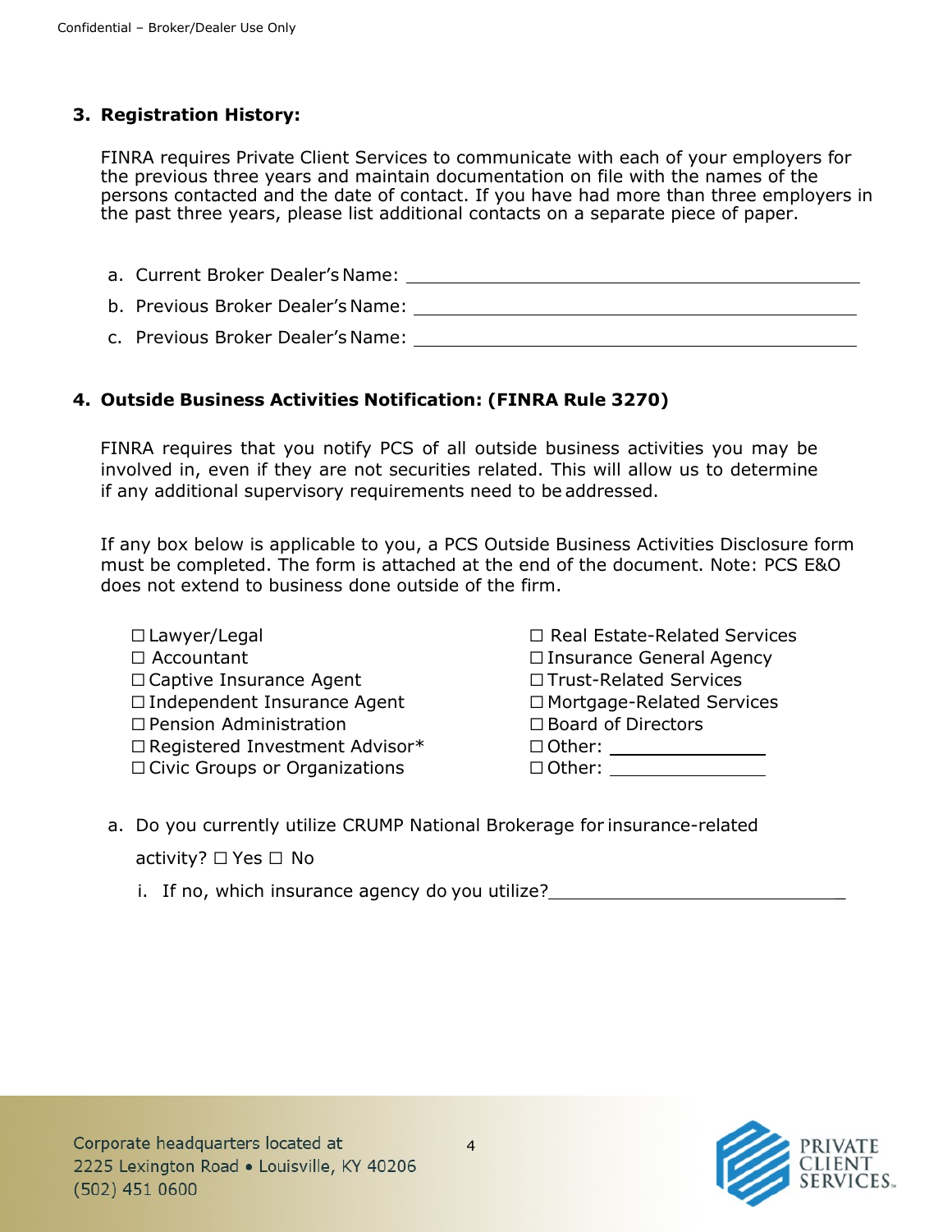### 3. Registration History:

FINRA requires Private Client Services to communicate with each of your employers for the previous three years and maintain documentation on file with the names of the persons contacted and the date of contact. If you have had more than three employers in the past three years, please list additional contacts on a separate piece of paper.

a. Current Broker Dealer's Name: ______________________________

b. Previous Broker Dealer's Name: ______________________________

c. Previous Broker Dealer's Name: ______________________________

### 4. Outside Business Activities Notification: (FINRA Rule 3270)

FINRA requires that you notify PCS of all outside business activities you may be involved in, even if they are not securities related. This will allow us to determine if any additional supervisory requirements need to be addressed.

If any box below is applicable to you, a PCS Outside Business Activities Disclosure form must be completed. The form is attached at the end of the document. Note: PCS E&O does not extend to business done outside of the firm.

☐ Lawyer/Legal
☐ Accountant
☐ Captive Insurance Agent
☐ Independent Insurance Agent
☐ Pension Administration
☐ Registered Investment Advisor*
☐ Civic Groups or Organizations
☐ Real Estate-Related Services
☐ Insurance General Agency
☐ Trust-Related Services
☐ Mortgage-Related Services
☐ Board of Directors
☐ Other: ______________
☐ Other: ______________

a. Do you currently utilize CRUMP National Brokerage for insurance-related activity? ☐ Yes ☐ No

   i. If no, which insurance agency do you utilize? ______________________________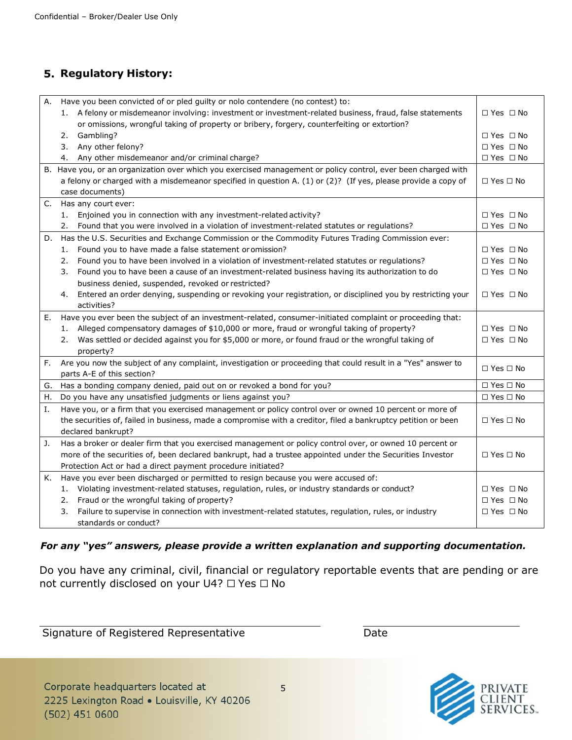## 5. Regulatory History:

| | |
|---|---|
| A. Have you been convicted of or pled guilty or nolo contendere (no contest) to: | |
| 1. A felony or misdemeanor involving: investment or investment-related business, fraud, false statements or omissions, wrongful taking of property or bribery, forgery, counterfeiting or extortion? | ☐ Yes ☐ No |
| 2. Gambling? | ☐ Yes ☐ No |
| 3. Any other felony? | ☐ Yes ☐ No |
| 4. Any other misdemeanor and/or criminal charge? | ☐ Yes ☐ No |
| B. Have you, or an organization over which you exercised management or policy control, ever been charged with a felony or charged with a misdemeanor specified in question A. (1) or (2)? (If yes, please provide a copy of case documents) | ☐ Yes ☐ No |
| C. Has any court ever: | |
| 1. Enjoined you in connection with any investment-related activity? | ☐ Yes ☐ No |
| 2. Found that you were involved in a violation of investment-related statutes or regulations? | ☐ Yes ☐ No |
| D. Has the U.S. Securities and Exchange Commission or the Commodity Futures Trading Commission ever: | |
| 1. Found you to have made a false statement or omission? | ☐ Yes ☐ No |
| 2. Found you to have been involved in a violation of investment-related statutes or regulations? | ☐ Yes ☐ No |
| 3. Found you to have been a cause of an investment-related business having its authorization to do business denied, suspended, revoked or restricted? | ☐ Yes ☐ No |
| 4. Entered an order denying, suspending or revoking your registration, or disciplined you by restricting your activities? | ☐ Yes ☐ No |
| E. Have you ever been the subject of an investment-related, consumer-initiated complaint or proceeding that: | |
| 1. Alleged compensatory damages of $10,000 or more, fraud or wrongful taking of property? | ☐ Yes ☐ No |
| 2. Was settled or decided against you for $5,000 or more, or found fraud or the wrongful taking of property? | ☐ Yes ☐ No |
| F. Are you now the subject of any complaint, investigation or proceeding that could result in a "Yes" answer to parts A-E of this section? | ☐ Yes ☐ No |
| G. Has a bonding company denied, paid out on or revoked a bond for you? | ☐ Yes ☐ No |
| H. Do you have any unsatisfied judgments or liens against you? | ☐ Yes ☐ No |
| I. Have you, or a firm that you exercised management or policy control over or owned 10 percent or more of the securities of, failed in business, made a compromise with a creditor, filed a bankruptcy petition or been declared bankrupt? | ☐ Yes ☐ No |
| J. Has a broker or dealer firm that you exercised management or policy control over, or owned 10 percent or more of the securities of, been declared bankrupt, had a trustee appointed under the Securities Investor Protection Act or had a direct payment procedure initiated? | ☐ Yes ☐ No |
| K. Have you ever been discharged or permitted to resign because you were accused of: | |
| 1. Violating investment-related statuses, regulation, rules, or industry standards or conduct? | ☐ Yes ☐ No |
| 2. Fraud or the wrongful taking of property? | ☐ Yes ☐ No |
| 3. Failure to supervise in connection with investment-related statutes, regulation, rules, or industry standards or conduct? | ☐ Yes ☐ No |

***For any "yes" answers, please provide a written explanation and supporting documentation.***

Do you have any criminal, civil, financial or regulatory reportable events that are pending or are not currently disclosed on your U4? ☐ Yes ☐ No

Signature of Registered Representative

Date

Corporate headquarters located at
2225 Lexington Road • Louisville, KY 40206
(502) 451 0600

PRIVATE CLIENT SERVICES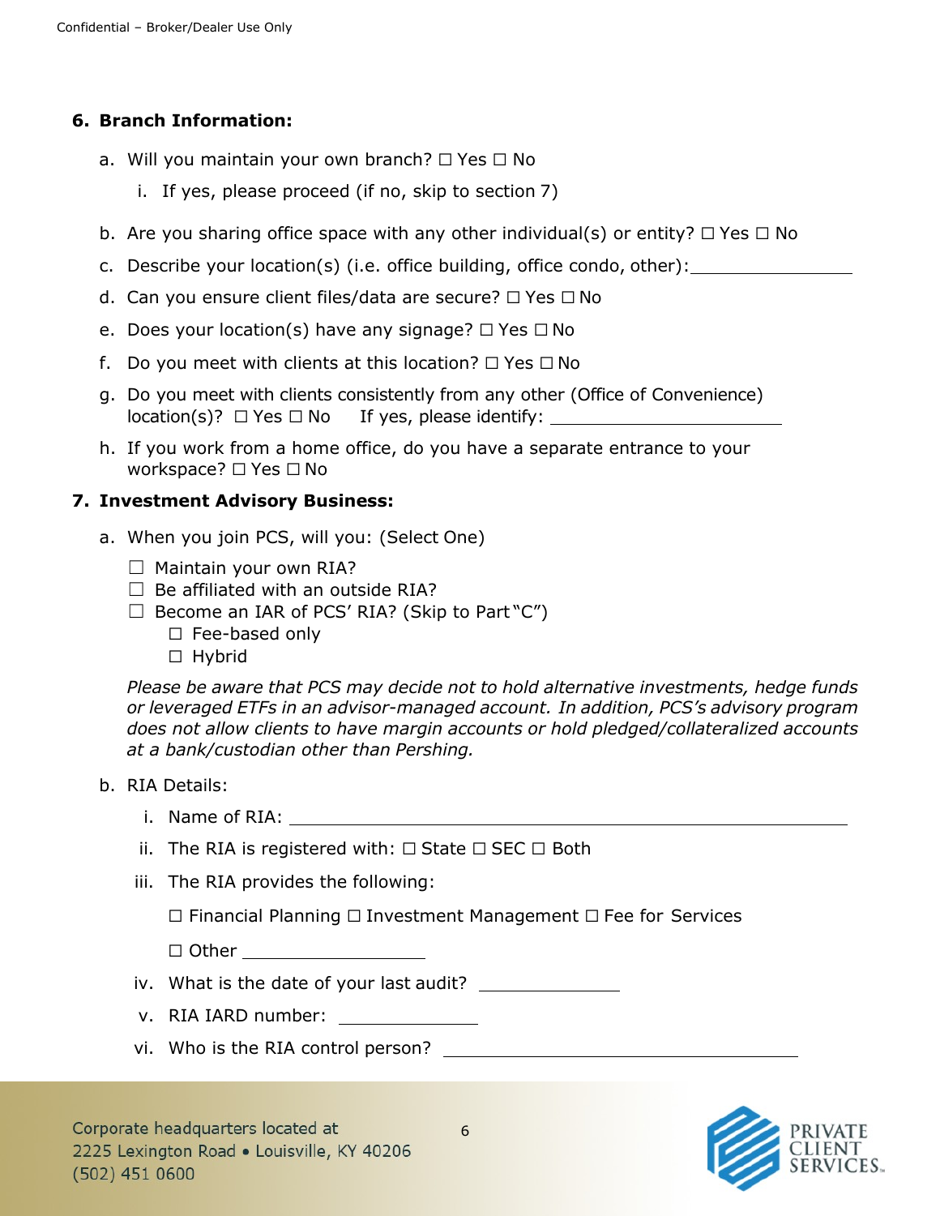**6. Branch Information:**

a. Will you maintain your own branch? ☐ Yes ☐ No

   i. If yes, please proceed (if no, skip to section 7)

b. Are you sharing office space with any other individual(s) or entity? ☐ Yes ☐ No

c. Describe your location(s) (i.e. office building, office condo, other): ________________

d. Can you ensure client files/data are secure? ☐ Yes ☐ No

e. Does your location(s) have any signage? ☐ Yes ☐ No

f. Do you meet with clients at this location? ☐ Yes ☐ No

g. Do you meet with clients consistently from any other (Office of Convenience) location(s)? ☐ Yes ☐ No   If yes, please identify: ________________________

h. If you work from a home office, do you have a separate entrance to your workspace? ☐ Yes ☐ No

**7. Investment Advisory Business:**

a. When you join PCS, will you: (Select One)

☐ Maintain your own RIA?
☐ Be affiliated with an outside RIA?
☐ Become an IAR of PCS' RIA? (Skip to Part "C")
   ☐ Fee-based only
   ☐ Hybrid

*Please be aware that PCS may decide not to hold alternative investments, hedge funds or leveraged ETFs in an advisor-managed account. In addition, PCS's advisory program does not allow clients to have margin accounts or hold pledged/collateralized accounts at a bank/custodian other than Pershing.*

b. RIA Details:

   i. Name of RIA: ________________________________________________

   ii. The RIA is registered with: ☐ State ☐ SEC ☐ Both

   iii. The RIA provides the following:

   ☐ Financial Planning ☐ Investment Management ☐ Fee for Services

   ☐ Other ________________

   iv. What is the date of your last audit? ______________

   v. RIA IARD number: ______________

   vi. Who is the RIA control person? ________________________________

Corporate headquarters located at
2225 Lexington Road • Louisville, KY 40206
(502) 451 0600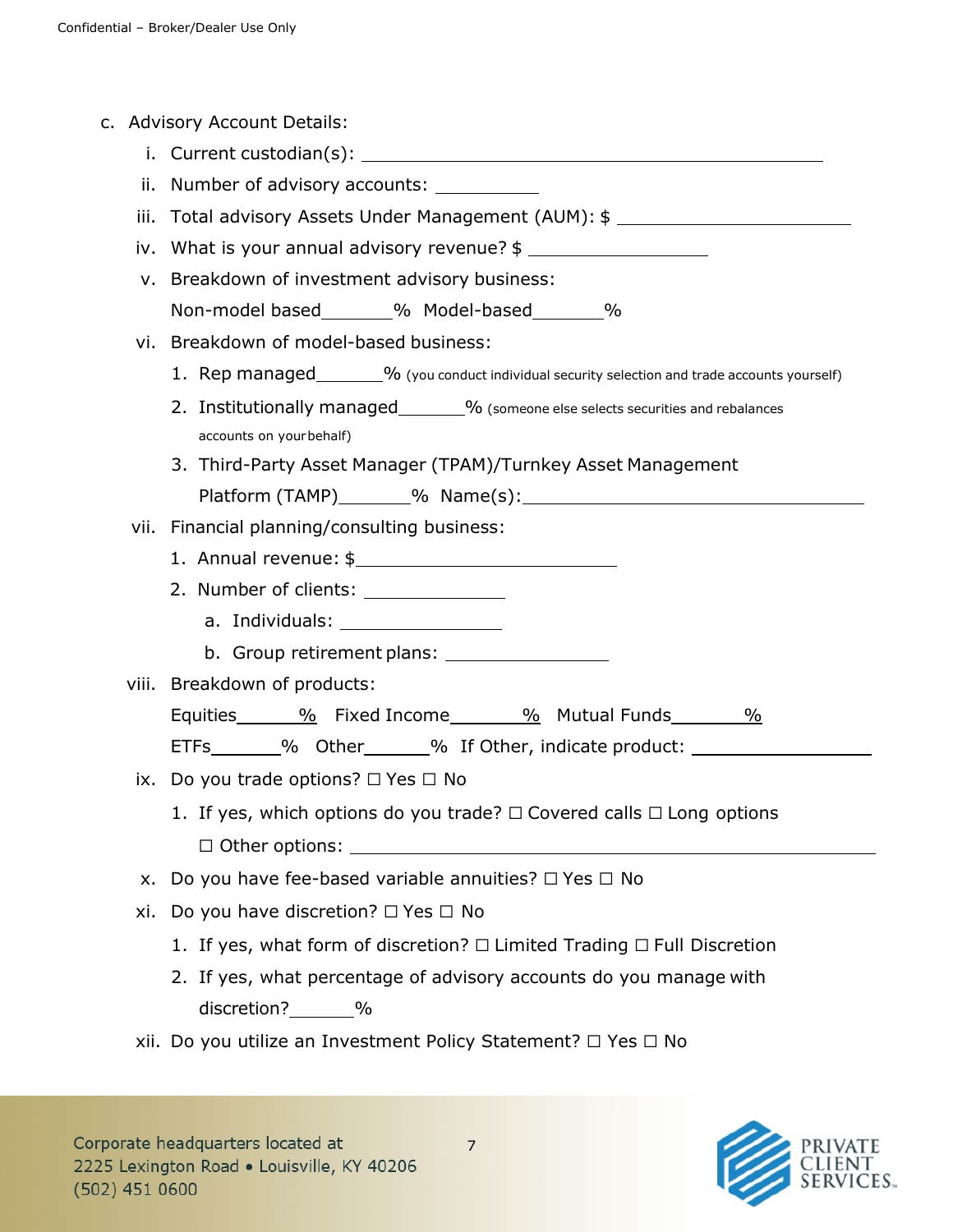c. Advisory Account Details:

   i. Current custodian(s): ______________________________________________

   ii. Number of advisory accounts: __________

   iii. Total advisory Assets Under Management (AUM): $ ______________________

   iv. What is your annual advisory revenue? $ _________________

   v. Breakdown of investment advisory business:

      Non-model based_______% Model-based_______%

   vi. Breakdown of model-based business:

      1. Rep managed_______% (you conduct individual security selection and trade accounts yourself)
      2. Institutionally managed_______% (someone else selects securities and rebalances accounts on your behalf)
      3. Third-Party Asset Manager (TPAM)/Turnkey Asset Management Platform (TAMP)_______% Name(s):_____________________________

   vii. Financial planning/consulting business:

      1. Annual revenue: $_________________________
      2. Number of clients: ______________
         a. Individuals: ______________
         b. Group retirement plans: ______________

   viii. Breakdown of products:

      Equities______% Fixed Income_______% Mutual Funds_______%

      ETFs_______% Other______% If Other, indicate product: ________________

   ix. Do you trade options? ☐ Yes ☐ No

      1. If yes, which options do you trade? ☐ Covered calls ☐ Long options ☐ Other options: ____________________________________________

   x. Do you have fee-based variable annuities? ☐ Yes ☐ No

   xi. Do you have discretion? ☐ Yes ☐ No

      1. If yes, what form of discretion? ☐ Limited Trading ☐ Full Discretion
      2. If yes, what percentage of advisory accounts do you manage with discretion?______%

   xii. Do you utilize an Investment Policy Statement? ☐ Yes ☐ No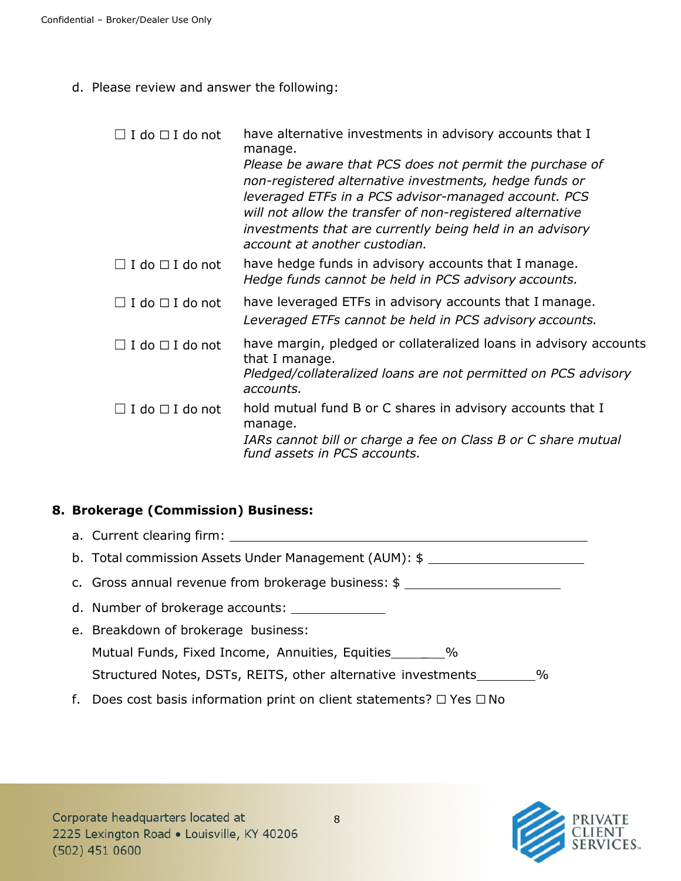d. Please review and answer the following:

| | |
|---|---|
| ☐ I do ☐ I do not | have alternative investments in advisory accounts that I manage. *Please be aware that PCS does not permit the purchase of non-registered alternative investments, hedge funds or leveraged ETFs in a PCS advisor-managed account. PCS will not allow the transfer of non-registered alternative investments that are currently being held in an advisory account at another custodian.* |
| ☐ I do ☐ I do not | have hedge funds in advisory accounts that I manage. *Hedge funds cannot be held in PCS advisory accounts.* |
| ☐ I do ☐ I do not | have leveraged ETFs in advisory accounts that I manage. *Leveraged ETFs cannot be held in PCS advisory accounts.* |
| ☐ I do ☐ I do not | have margin, pledged or collateralized loans in advisory accounts that I manage. *Pledged/collateralized loans are not permitted on PCS advisory accounts.* |
| ☐ I do ☐ I do not | hold mutual fund B or C shares in advisory accounts that I manage. *IARs cannot bill or charge a fee on Class B or C share mutual fund assets in PCS accounts.* |

## 8. Brokerage (Commission) Business:

a. Current clearing firm: ____________________

b. Total commission Assets Under Management (AUM): $ ____________________

c. Gross annual revenue from brokerage business: $ ____________________

d. Number of brokerage accounts: ____________

e. Breakdown of brokerage business:

Mutual Funds, Fixed Income, Annuities, Equities________%

Structured Notes, DSTs, REITS, other alternative investments________%

f. Does cost basis information print on client statements? ☐ Yes ☐ No

Corporate headquarters located at
2225 Lexington Road • Louisville, KY 40206
(502) 451 0600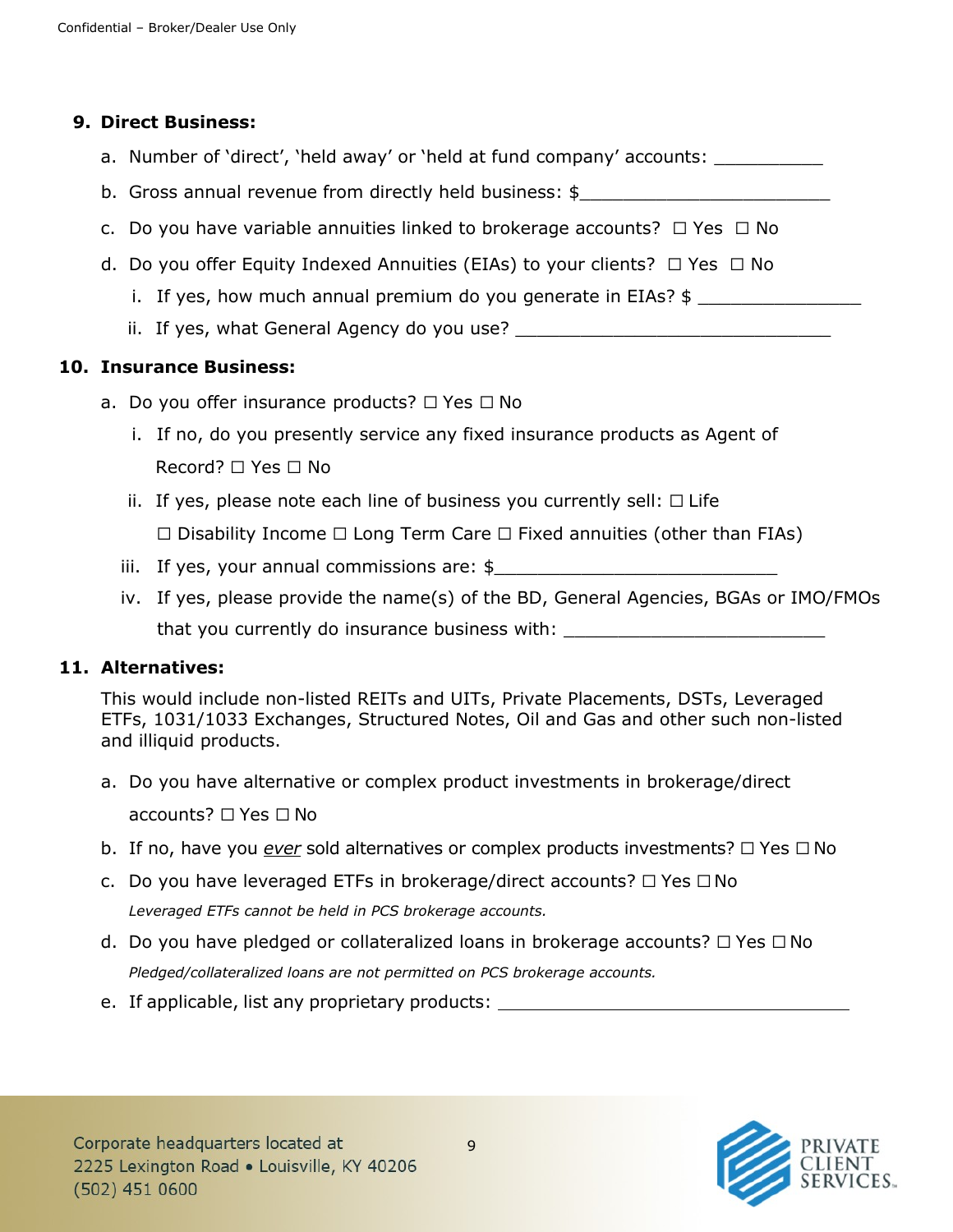**9. Direct Business:**

a. Number of 'direct', 'held away' or 'held at fund company' accounts: __________

b. Gross annual revenue from directly held business: $_______________________

c. Do you have variable annuities linked to brokerage accounts? ☐ Yes ☐ No

d. Do you offer Equity Indexed Annuities (EIAs) to your clients? ☐ Yes ☐ No

   i. If yes, how much annual premium do you generate in EIAs? $ _______________

   ii. If yes, what General Agency do you use? _____________________________

**10. Insurance Business:**

a. Do you offer insurance products? ☐ Yes ☐ No

   i. If no, do you presently service any fixed insurance products as Agent of Record? ☐ Yes ☐ No

   ii. If yes, please note each line of business you currently sell: ☐ Life ☐ Disability Income ☐ Long Term Care ☐ Fixed annuities (other than FIAs)

   iii. If yes, your annual commissions are: $_________________________

   iv. If yes, please provide the name(s) of the BD, General Agencies, BGAs or IMO/FMOs that you currently do insurance business with: ________________________

**11. Alternatives:**

This would include non-listed REITs and UITs, Private Placements, DSTs, Leveraged ETFs, 1031/1033 Exchanges, Structured Notes, Oil and Gas and other such non-listed and illiquid products.

a. Do you have alternative or complex product investments in brokerage/direct accounts? ☐ Yes ☐ No

b. If no, have you *ever* sold alternatives or complex products investments? ☐ Yes ☐ No

c. Do you have leveraged ETFs in brokerage/direct accounts? ☐ Yes ☐ No

   *Leveraged ETFs cannot be held in PCS brokerage accounts.*

d. Do you have pledged or collateralized loans in brokerage accounts? ☐ Yes ☐ No

   *Pledged/collateralized loans are not permitted on PCS brokerage accounts.*

e. If applicable, list any proprietary products: _________________________________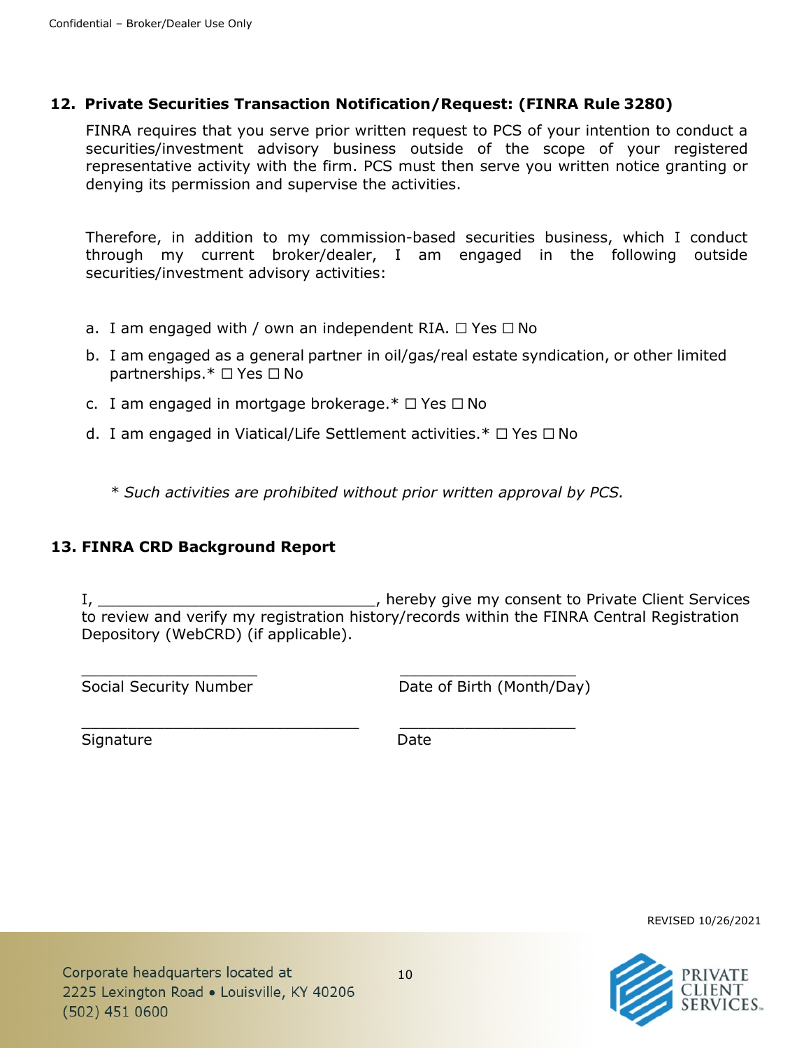## 12. Private Securities Transaction Notification/Request: (FINRA Rule 3280)

FINRA requires that you serve prior written request to PCS of your intention to conduct a securities/investment advisory business outside of the scope of your registered representative activity with the firm. PCS must then serve you written notice granting or denying its permission and supervise the activities.

Therefore, in addition to my commission-based securities business, which I conduct through my current broker/dealer, I am engaged in the following outside securities/investment advisory activities:

a. I am engaged with / own an independent RIA. ☐ Yes ☐ No

b. I am engaged as a general partner in oil/gas/real estate syndication, or other limited partnerships.* ☐ Yes ☐ No

c. I am engaged in mortgage brokerage.* ☐ Yes ☐ No

d. I am engaged in Viatical/Life Settlement activities.* ☐ Yes ☐ No

*\* Such activities are prohibited without prior written approval by PCS.*

## 13. FINRA CRD Background Report

I, ______________________________, hereby give my consent to Private Client Services to review and verify my registration history/records within the FINRA Central Registration Depository (WebCRD) (if applicable).

____________________ Social Security Number

____________________ Date of Birth (Month/Day)

______________________________ Signature

____________________ Date

REVISED 10/26/2021

Corporate headquarters located at
2225 Lexington Road • Louisville, KY 40206
(502) 451 0600